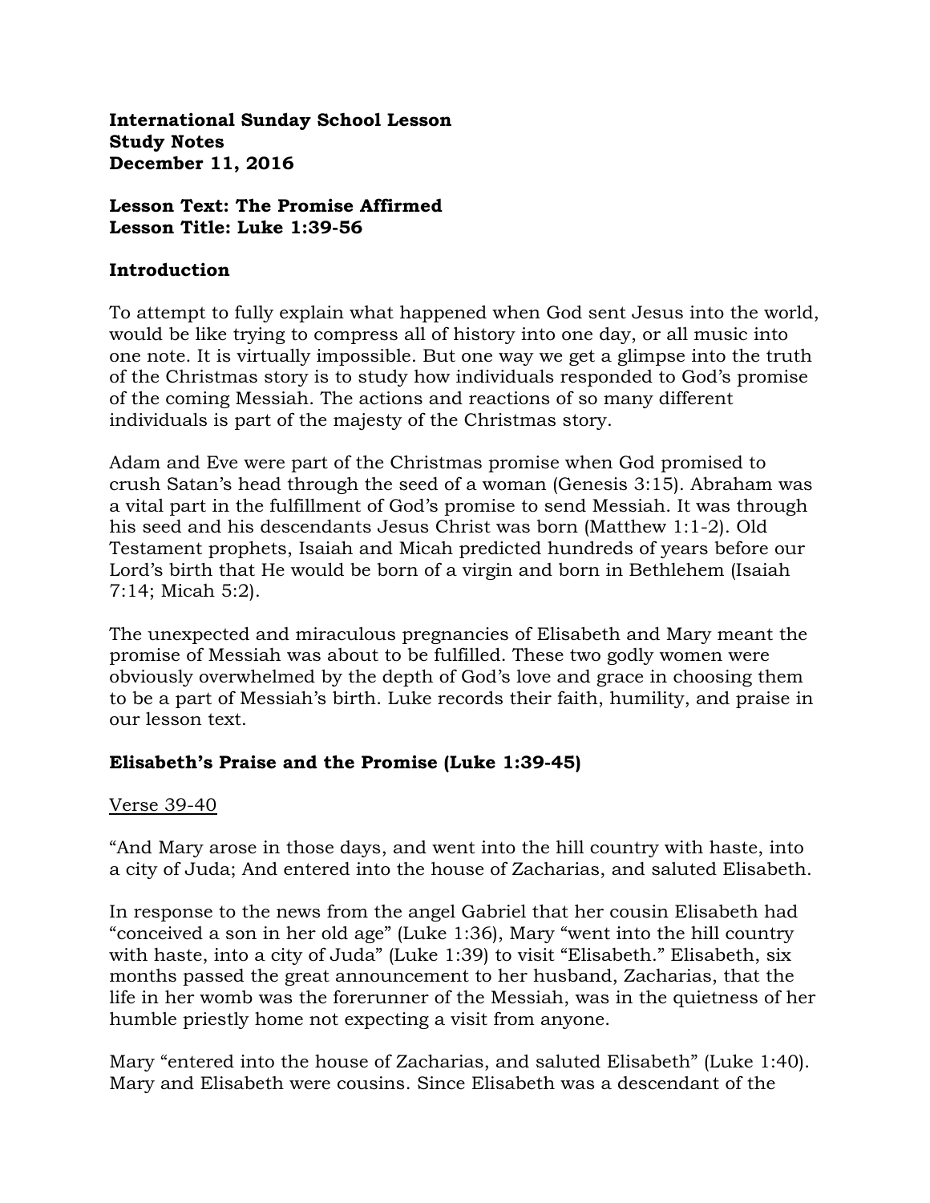**International Sunday School Lesson**
**Study Notes**
**December 11, 2016**

**Lesson Text: The Promise Affirmed**
**Lesson Title: Luke 1:39-56**

## Introduction

To attempt to fully explain what happened when God sent Jesus into the world, would be like trying to compress all of history into one day, or all music into one note. It is virtually impossible. But one way we get a glimpse into the truth of the Christmas story is to study how individuals responded to God's promise of the coming Messiah. The actions and reactions of so many different individuals is part of the majesty of the Christmas story.

Adam and Eve were part of the Christmas promise when God promised to crush Satan's head through the seed of a woman (Genesis 3:15). Abraham was a vital part in the fulfillment of God's promise to send Messiah. It was through his seed and his descendants Jesus Christ was born (Matthew 1:1-2). Old Testament prophets, Isaiah and Micah predicted hundreds of years before our Lord's birth that He would be born of a virgin and born in Bethlehem (Isaiah 7:14; Micah 5:2).

The unexpected and miraculous pregnancies of Elisabeth and Mary meant the promise of Messiah was about to be fulfilled. These two godly women were obviously overwhelmed by the depth of God's love and grace in choosing them to be a part of Messiah's birth. Luke records their faith, humility, and praise in our lesson text.

## Elisabeth's Praise and the Promise (Luke 1:39-45)

<u>Verse 39-40</u>

"And Mary arose in those days, and went into the hill country with haste, into a city of Juda; And entered into the house of Zacharias, and saluted Elisabeth.

In response to the news from the angel Gabriel that her cousin Elisabeth had "conceived a son in her old age" (Luke 1:36), Mary "went into the hill country with haste, into a city of Juda" (Luke 1:39) to visit "Elisabeth." Elisabeth, six months passed the great announcement to her husband, Zacharias, that the life in her womb was the forerunner of the Messiah, was in the quietness of her humble priestly home not expecting a visit from anyone.

Mary "entered into the house of Zacharias, and saluted Elisabeth" (Luke 1:40). Mary and Elisabeth were cousins. Since Elisabeth was a descendant of the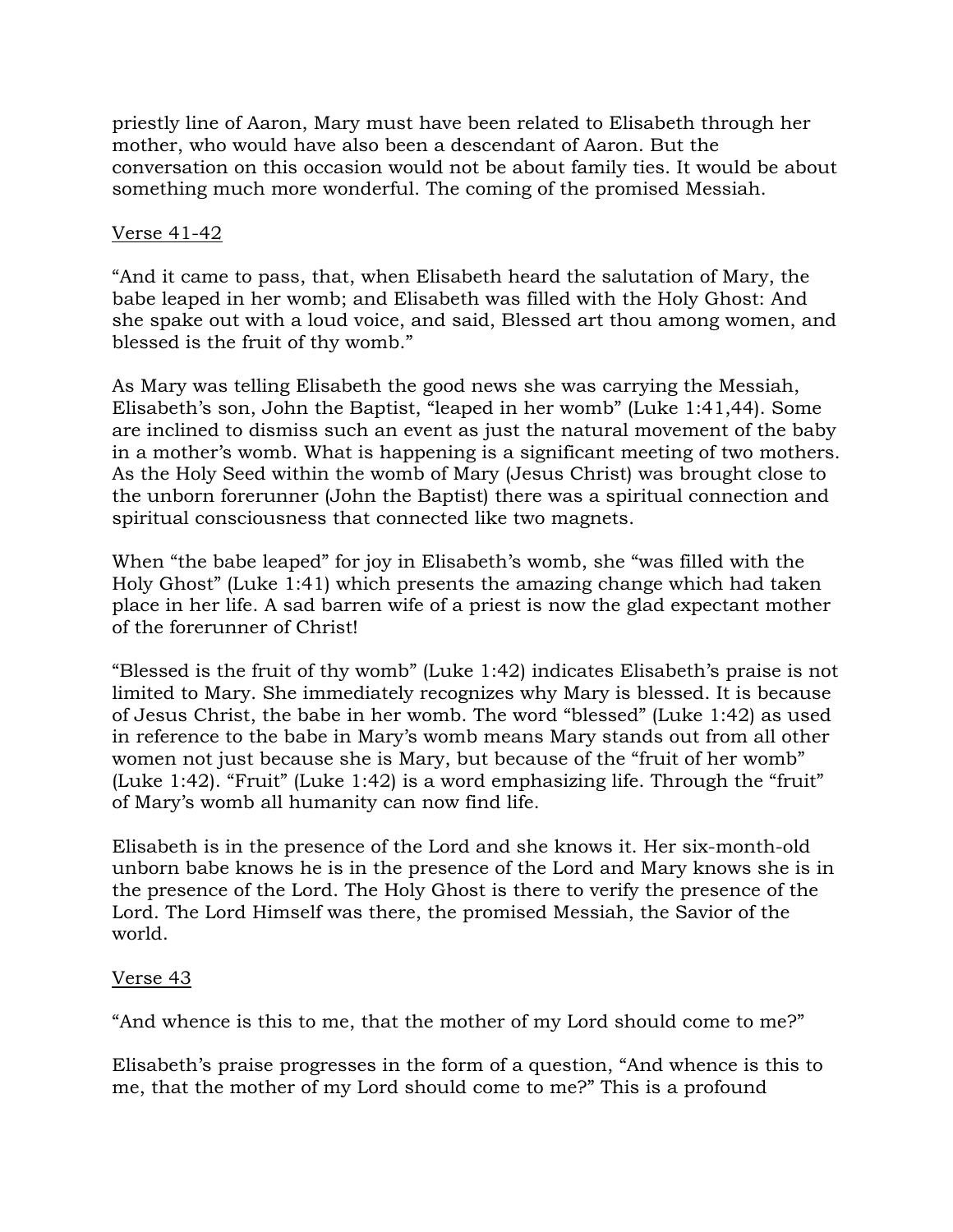priestly line of Aaron, Mary must have been related to Elisabeth through her mother, who would have also been a descendant of Aaron. But the conversation on this occasion would not be about family ties. It would be about something much more wonderful. The coming of the promised Messiah.

<u>Verse 41-42</u>

"And it came to pass, that, when Elisabeth heard the salutation of Mary, the babe leaped in her womb; and Elisabeth was filled with the Holy Ghost: And she spake out with a loud voice, and said, Blessed art thou among women, and blessed is the fruit of thy womb."

As Mary was telling Elisabeth the good news she was carrying the Messiah, Elisabeth's son, John the Baptist, "leaped in her womb" (Luke 1:41,44). Some are inclined to dismiss such an event as just the natural movement of the baby in a mother's womb. What is happening is a significant meeting of two mothers. As the Holy Seed within the womb of Mary (Jesus Christ) was brought close to the unborn forerunner (John the Baptist) there was a spiritual connection and spiritual consciousness that connected like two magnets.

When "the babe leaped" for joy in Elisabeth's womb, she "was filled with the Holy Ghost" (Luke 1:41) which presents the amazing change which had taken place in her life. A sad barren wife of a priest is now the glad expectant mother of the forerunner of Christ!

"Blessed is the fruit of thy womb" (Luke 1:42) indicates Elisabeth's praise is not limited to Mary. She immediately recognizes why Mary is blessed. It is because of Jesus Christ, the babe in her womb. The word "blessed" (Luke 1:42) as used in reference to the babe in Mary's womb means Mary stands out from all other women not just because she is Mary, but because of the "fruit of her womb" (Luke 1:42). "Fruit" (Luke 1:42) is a word emphasizing life. Through the "fruit" of Mary's womb all humanity can now find life.

Elisabeth is in the presence of the Lord and she knows it. Her six-month-old unborn babe knows he is in the presence of the Lord and Mary knows she is in the presence of the Lord. The Holy Ghost is there to verify the presence of the Lord. The Lord Himself was there, the promised Messiah, the Savior of the world.

<u>Verse 43</u>

"And whence is this to me, that the mother of my Lord should come to me?"

Elisabeth's praise progresses in the form of a question, "And whence is this to me, that the mother of my Lord should come to me?" This is a profound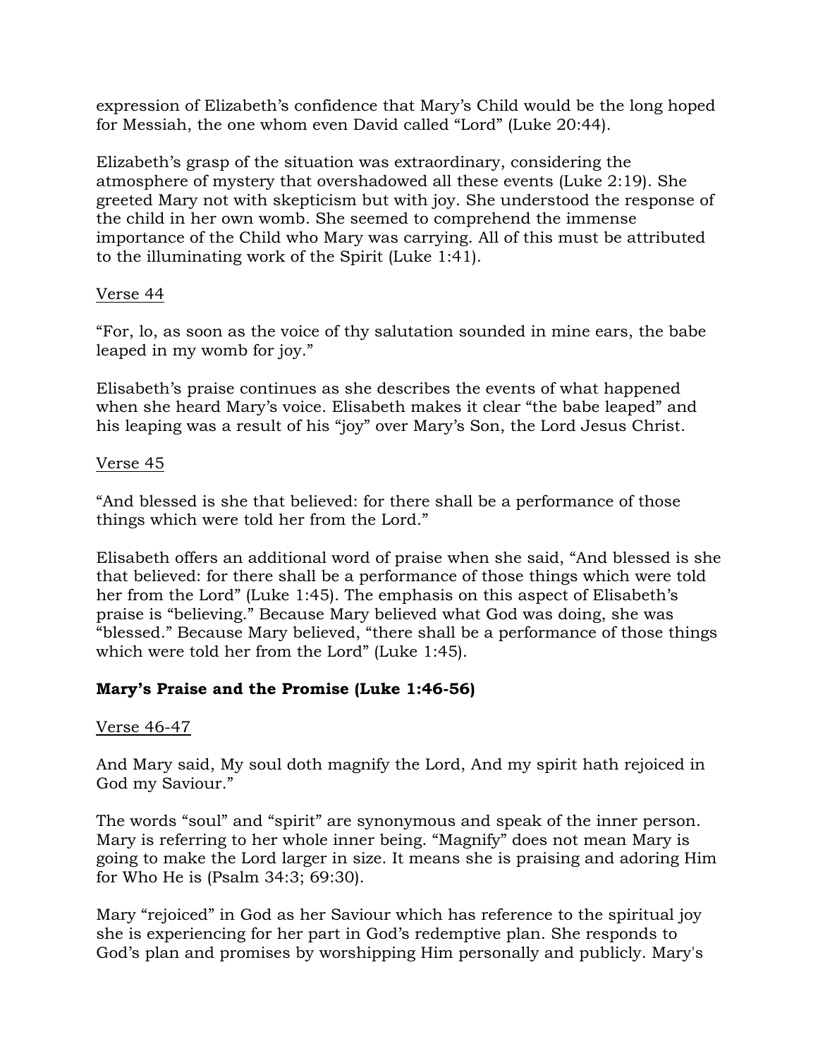expression of Elizabeth's confidence that Mary's Child would be the long hoped for Messiah, the one whom even David called "Lord" (Luke 20:44).

Elizabeth's grasp of the situation was extraordinary, considering the atmosphere of mystery that overshadowed all these events (Luke 2:19). She greeted Mary not with skepticism but with joy. She understood the response of the child in her own womb. She seemed to comprehend the immense importance of the Child who Mary was carrying. All of this must be attributed to the illuminating work of the Spirit (Luke 1:41).

<u>Verse 44</u>

"For, lo, as soon as the voice of thy salutation sounded in mine ears, the babe leaped in my womb for joy."

Elisabeth's praise continues as she describes the events of what happened when she heard Mary's voice. Elisabeth makes it clear "the babe leaped" and his leaping was a result of his "joy" over Mary's Son, the Lord Jesus Christ.

<u>Verse 45</u>

"And blessed is she that believed: for there shall be a performance of those things which were told her from the Lord."

Elisabeth offers an additional word of praise when she said, "And blessed is she that believed: for there shall be a performance of those things which were told her from the Lord" (Luke 1:45). The emphasis on this aspect of Elisabeth's praise is "believing." Because Mary believed what God was doing, she was "blessed." Because Mary believed, "there shall be a performance of those things which were told her from the Lord" (Luke 1:45).

**Mary's Praise and the Promise (Luke 1:46-56)**

<u>Verse 46-47</u>

And Mary said, My soul doth magnify the Lord, And my spirit hath rejoiced in God my Saviour."

The words "soul" and "spirit" are synonymous and speak of the inner person. Mary is referring to her whole inner being. "Magnify" does not mean Mary is going to make the Lord larger in size. It means she is praising and adoring Him for Who He is (Psalm 34:3; 69:30).

Mary "rejoiced" in God as her Saviour which has reference to the spiritual joy she is experiencing for her part in God's redemptive plan. She responds to God's plan and promises by worshipping Him personally and publicly. Mary's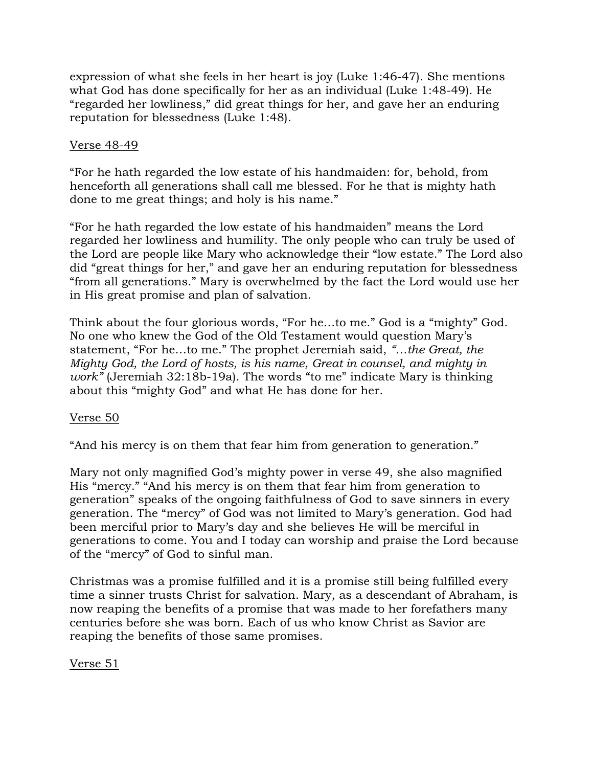expression of what she feels in her heart is joy (Luke 1:46-47). She mentions what God has done specifically for her as an individual (Luke 1:48-49). He "regarded her lowliness," did great things for her, and gave her an enduring reputation for blessedness (Luke 1:48).

<u>Verse 48-49</u>

"For he hath regarded the low estate of his handmaiden: for, behold, from henceforth all generations shall call me blessed. For he that is mighty hath done to me great things; and holy is his name."

"For he hath regarded the low estate of his handmaiden" means the Lord regarded her lowliness and humility. The only people who can truly be used of the Lord are people like Mary who acknowledge their "low estate." The Lord also did "great things for her," and gave her an enduring reputation for blessedness "from all generations." Mary is overwhelmed by the fact the Lord would use her in His great promise and plan of salvation.

Think about the four glorious words, "For he…to me." God is a "mighty" God. No one who knew the God of the Old Testament would question Mary's statement, "For he…to me." The prophet Jeremiah said, *"…the Great, the Mighty God, the Lord of hosts, is his name, Great in counsel, and mighty in work"* (Jeremiah 32:18b-19a). The words "to me" indicate Mary is thinking about this "mighty God" and what He has done for her.

<u>Verse 50</u>

"And his mercy is on them that fear him from generation to generation."

Mary not only magnified God's mighty power in verse 49, she also magnified His "mercy." "And his mercy is on them that fear him from generation to generation" speaks of the ongoing faithfulness of God to save sinners in every generation. The "mercy" of God was not limited to Mary's generation. God had been merciful prior to Mary's day and she believes He will be merciful in generations to come. You and I today can worship and praise the Lord because of the "mercy" of God to sinful man.

Christmas was a promise fulfilled and it is a promise still being fulfilled every time a sinner trusts Christ for salvation. Mary, as a descendant of Abraham, is now reaping the benefits of a promise that was made to her forefathers many centuries before she was born. Each of us who know Christ as Savior are reaping the benefits of those same promises.

<u>Verse 51</u>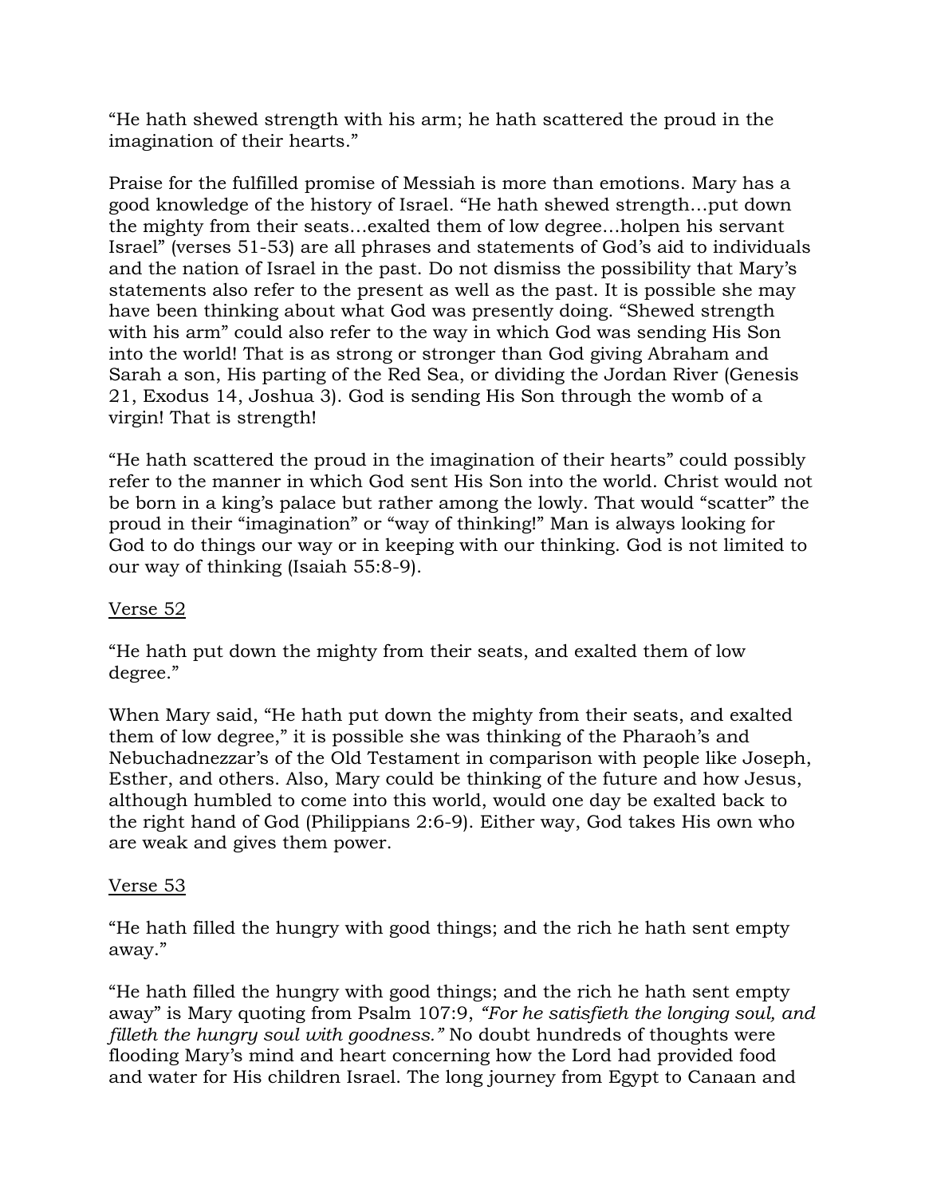"He hath shewed strength with his arm; he hath scattered the proud in the imagination of their hearts."

Praise for the fulfilled promise of Messiah is more than emotions. Mary has a good knowledge of the history of Israel. "He hath shewed strength…put down the mighty from their seats…exalted them of low degree…holpen his servant Israel" (verses 51-53) are all phrases and statements of God's aid to individuals and the nation of Israel in the past. Do not dismiss the possibility that Mary's statements also refer to the present as well as the past. It is possible she may have been thinking about what God was presently doing. "Shewed strength with his arm" could also refer to the way in which God was sending His Son into the world! That is as strong or stronger than God giving Abraham and Sarah a son, His parting of the Red Sea, or dividing the Jordan River (Genesis 21, Exodus 14, Joshua 3). God is sending His Son through the womb of a virgin! That is strength!

"He hath scattered the proud in the imagination of their hearts" could possibly refer to the manner in which God sent His Son into the world. Christ would not be born in a king's palace but rather among the lowly. That would "scatter" the proud in their "imagination" or "way of thinking!" Man is always looking for God to do things our way or in keeping with our thinking. God is not limited to our way of thinking (Isaiah 55:8-9).

<u>Verse 52</u>

"He hath put down the mighty from their seats, and exalted them of low degree."

When Mary said, "He hath put down the mighty from their seats, and exalted them of low degree," it is possible she was thinking of the Pharaoh's and Nebuchadnezzar's of the Old Testament in comparison with people like Joseph, Esther, and others. Also, Mary could be thinking of the future and how Jesus, although humbled to come into this world, would one day be exalted back to the right hand of God (Philippians 2:6-9). Either way, God takes His own who are weak and gives them power.

<u>Verse 53</u>

"He hath filled the hungry with good things; and the rich he hath sent empty away."

"He hath filled the hungry with good things; and the rich he hath sent empty away" is Mary quoting from Psalm 107:9, *"For he satisfieth the longing soul, and filleth the hungry soul with goodness."* No doubt hundreds of thoughts were flooding Mary's mind and heart concerning how the Lord had provided food and water for His children Israel. The long journey from Egypt to Canaan and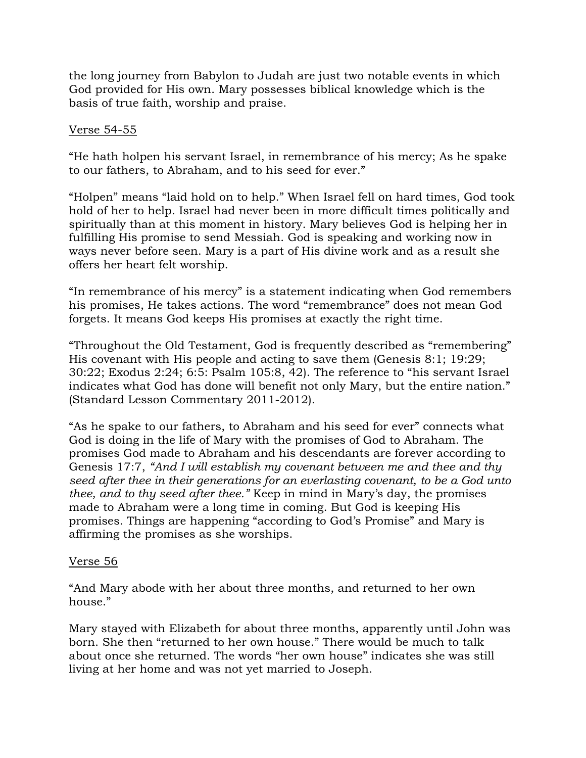the long journey from Babylon to Judah are just two notable events in which God provided for His own. Mary possesses biblical knowledge which is the basis of true faith, worship and praise.

<u>Verse 54-55</u>

"He hath holpen his servant Israel, in remembrance of his mercy; As he spake to our fathers, to Abraham, and to his seed for ever."

"Holpen" means "laid hold on to help." When Israel fell on hard times, God took hold of her to help. Israel had never been in more difficult times politically and spiritually than at this moment in history. Mary believes God is helping her in fulfilling His promise to send Messiah. God is speaking and working now in ways never before seen. Mary is a part of His divine work and as a result she offers her heart felt worship.

"In remembrance of his mercy" is a statement indicating when God remembers his promises, He takes actions. The word "remembrance" does not mean God forgets. It means God keeps His promises at exactly the right time.

"Throughout the Old Testament, God is frequently described as "remembering" His covenant with His people and acting to save them (Genesis 8:1; 19:29; 30:22; Exodus 2:24; 6:5: Psalm 105:8, 42). The reference to "his servant Israel indicates what God has done will benefit not only Mary, but the entire nation." (Standard Lesson Commentary 2011-2012).

"As he spake to our fathers, to Abraham and his seed for ever" connects what God is doing in the life of Mary with the promises of God to Abraham. The promises God made to Abraham and his descendants are forever according to Genesis 17:7, *"And I will establish my covenant between me and thee and thy seed after thee in their generations for an everlasting covenant, to be a God unto thee, and to thy seed after thee."* Keep in mind in Mary's day, the promises made to Abraham were a long time in coming. But God is keeping His promises. Things are happening "according to God's Promise" and Mary is affirming the promises as she worships.

<u>Verse 56</u>

"And Mary abode with her about three months, and returned to her own house."

Mary stayed with Elizabeth for about three months, apparently until John was born. She then "returned to her own house." There would be much to talk about once she returned. The words "her own house" indicates she was still living at her home and was not yet married to Joseph.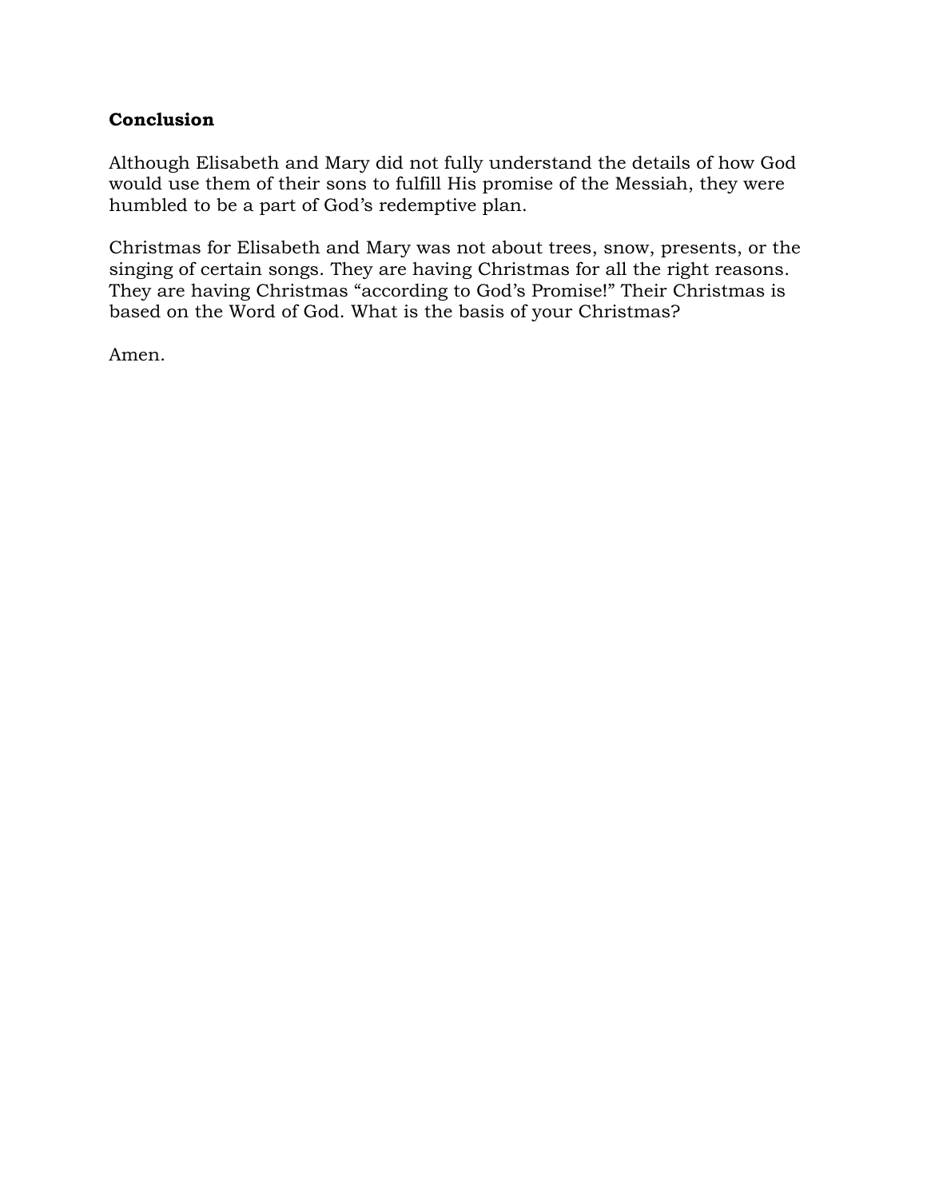**Conclusion**

Although Elisabeth and Mary did not fully understand the details of how God would use them of their sons to fulfill His promise of the Messiah, they were humbled to be a part of God's redemptive plan.

Christmas for Elisabeth and Mary was not about trees, snow, presents, or the singing of certain songs. They are having Christmas for all the right reasons. They are having Christmas "according to God's Promise!" Their Christmas is based on the Word of God. What is the basis of your Christmas?

Amen.